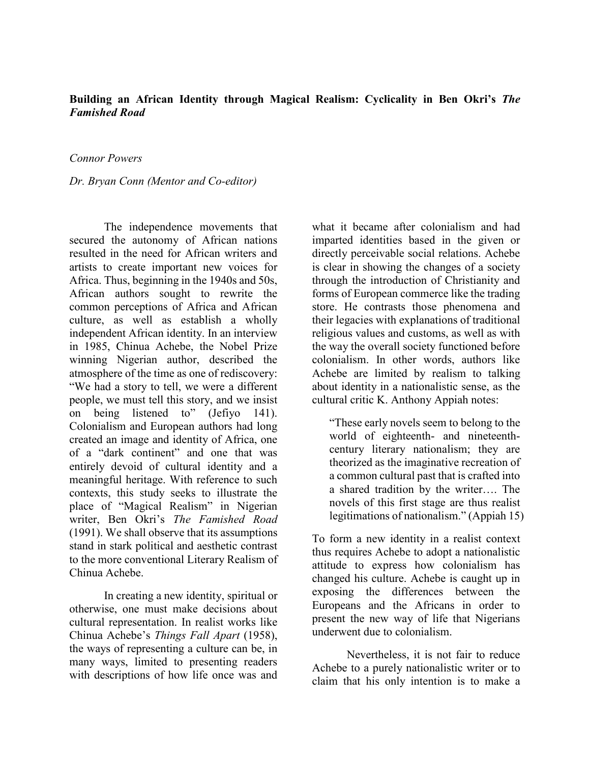# Building an African Identity through Magical Realism: Cyclicality in Ben Okri's *The Famished Road*

*Connor Powers*

*Dr. Bryan Conn (Mentor and Co-editor)*

The independence movements that secured the autonomy of African nations resulted in the need for African writers and artists to create important new voices for Africa. Thus, beginning in the 1940s and 50s, African authors sought to rewrite the common perceptions of Africa and African culture, as well as establish a wholly independent African identity. In an interview in 1985, Chinua Achebe, the Nobel Prize winning Nigerian author, described the atmosphere of the time as one of rediscovery: "We had a story to tell, we were a different people, we must tell this story, and we insist on being listened to" (Jefiyo 141). Colonialism and European authors had long created an image and identity of Africa, one of a "dark continent" and one that was entirely devoid of cultural identity and a meaningful heritage. With reference to such contexts, this study seeks to illustrate the place of "Magical Realism" in Nigerian writer, Ben Okri's *The Famished Road* (1991). We shall observe that its assumptions stand in stark political and aesthetic contrast to the more conventional Literary Realism of Chinua Achebe.

In creating a new identity, spiritual or otherwise, one must make decisions about cultural representation. In realist works like Chinua Achebe's *Things Fall Apart* (1958), the ways of representing a culture can be, in many ways, limited to presenting readers with descriptions of how life once was and what it became after colonialism and had imparted identities based in the given or directly perceivable social relations. Achebe is clear in showing the changes of a society through the introduction of Christianity and forms of European commerce like the trading store. He contrasts those phenomena and their legacies with explanations of traditional religious values and customs, as well as with the way the overall society functioned before colonialism. In other words, authors like Achebe are limited by realism to talking about identity in a nationalistic sense, as the cultural critic K. Anthony Appiah notes:

> "These early novels seem to belong to the world of eighteenth- and nineteenth-century literary nationalism; they are theorized as the imaginative recreation of a common cultural past that is crafted into a shared tradition by the writer…. The novels of this first stage are thus realist legitimations of nationalism." (Appiah 15)

To form a new identity in a realist context thus requires Achebe to adopt a nationalistic attitude to express how colonialism has changed his culture. Achebe is caught up in exposing the differences between the Europeans and the Africans in order to present the new way of life that Nigerians underwent due to colonialism.

Nevertheless, it is not fair to reduce Achebe to a purely nationalistic writer or to claim that his only intention is to make a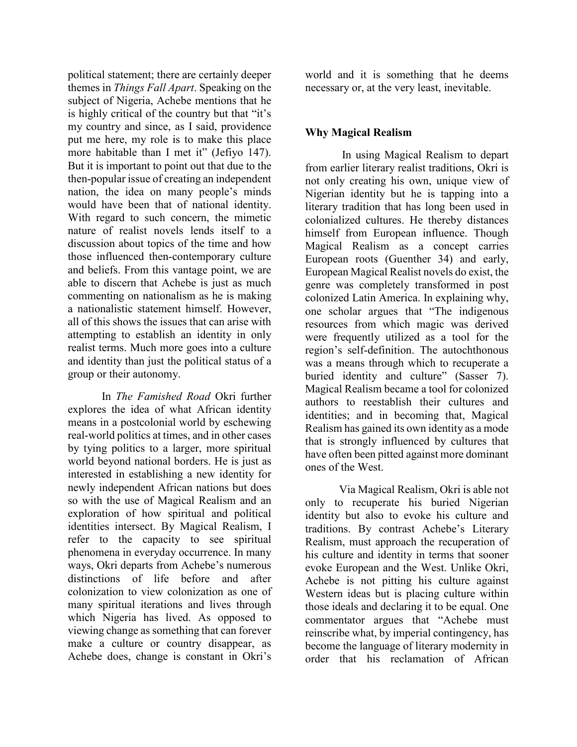political statement; there are certainly deeper themes in *Things Fall Apart*. Speaking on the subject of Nigeria, Achebe mentions that he is highly critical of the country but that "it's my country and since, as I said, providence put me here, my role is to make this place more habitable than I met it" (Jefiyo 147). But it is important to point out that due to the then-popular issue of creating an independent nation, the idea on many people's minds would have been that of national identity. With regard to such concern, the mimetic nature of realist novels lends itself to a discussion about topics of the time and how those influenced then-contemporary culture and beliefs. From this vantage point, we are able to discern that Achebe is just as much commenting on nationalism as he is making a nationalistic statement himself. However, all of this shows the issues that can arise with attempting to establish an identity in only realist terms. Much more goes into a culture and identity than just the political status of a group or their autonomy.

In *The Famished Road* Okri further explores the idea of what African identity means in a postcolonial world by eschewing real-world politics at times, and in other cases by tying politics to a larger, more spiritual world beyond national borders. He is just as interested in establishing a new identity for newly independent African nations but does so with the use of Magical Realism and an exploration of how spiritual and political identities intersect. By Magical Realism, I refer to the capacity to see spiritual phenomena in everyday occurrence. In many ways, Okri departs from Achebe's numerous distinctions of life before and after colonization to view colonization as one of many spiritual iterations and lives through which Nigeria has lived. As opposed to viewing change as something that can forever make a culture or country disappear, as Achebe does, change is constant in Okri's world and it is something that he deems necessary or, at the very least, inevitable.

## Why Magical Realism

In using Magical Realism to depart from earlier literary realist traditions, Okri is not only creating his own, unique view of Nigerian identity but he is tapping into a literary tradition that has long been used in colonialized cultures. He thereby distances himself from European influence. Though Magical Realism as a concept carries European roots (Guenther 34) and early, European Magical Realist novels do exist, the genre was completely transformed in post colonized Latin America. In explaining why, one scholar argues that "The indigenous resources from which magic was derived were frequently utilized as a tool for the region's self-definition. The autochthonous was a means through which to recuperate a buried identity and culture" (Sasser 7). Magical Realism became a tool for colonized authors to reestablish their cultures and identities; and in becoming that, Magical Realism has gained its own identity as a mode that is strongly influenced by cultures that have often been pitted against more dominant ones of the West.

Via Magical Realism, Okri is able not only to recuperate his buried Nigerian identity but also to evoke his culture and traditions. By contrast Achebe's Literary Realism, must approach the recuperation of his culture and identity in terms that sooner evoke European and the West. Unlike Okri, Achebe is not pitting his culture against Western ideas but is placing culture within those ideals and declaring it to be equal. One commentator argues that "Achebe must reinscribe what, by imperial contingency, has become the language of literary modernity in order that his reclamation of African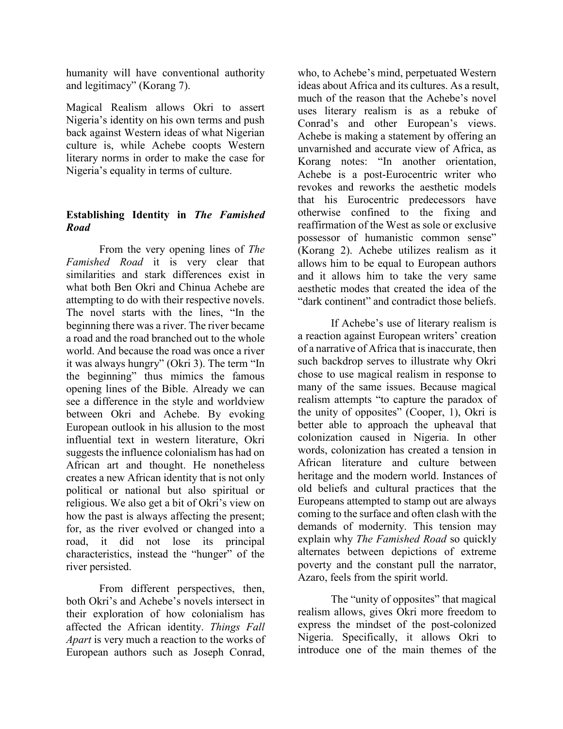humanity will have conventional authority and legitimacy" (Korang 7).

Magical Realism allows Okri to assert Nigeria's identity on his own terms and push back against Western ideas of what Nigerian culture is, while Achebe coopts Western literary norms in order to make the case for Nigeria's equality in terms of culture.

### Establishing Identity in *The Famished Road*

From the very opening lines of *The Famished Road* it is very clear that similarities and stark differences exist in what both Ben Okri and Chinua Achebe are attempting to do with their respective novels. The novel starts with the lines, "In the beginning there was a river. The river became a road and the road branched out to the whole world. And because the road was once a river it was always hungry" (Okri 3). The term "In the beginning" thus mimics the famous opening lines of the Bible. Already we can see a difference in the style and worldview between Okri and Achebe. By evoking European outlook in his allusion to the most influential text in western literature, Okri suggests the influence colonialism has had on African art and thought. He nonetheless creates a new African identity that is not only political or national but also spiritual or religious. We also get a bit of Okri's view on how the past is always affecting the present; for, as the river evolved or changed into a road, it did not lose its principal characteristics, instead the "hunger" of the river persisted.

From different perspectives, then, both Okri's and Achebe's novels intersect in their exploration of how colonialism has affected the African identity. *Things Fall Apart* is very much a reaction to the works of European authors such as Joseph Conrad, who, to Achebe's mind, perpetuated Western ideas about Africa and its cultures. As a result, much of the reason that the Achebe's novel uses literary realism is as a rebuke of Conrad's and other European's views. Achebe is making a statement by offering an unvarnished and accurate view of Africa, as Korang notes: "In another orientation, Achebe is a post-Eurocentric writer who revokes and reworks the aesthetic models that his Eurocentric predecessors have otherwise confined to the fixing and reaffirmation of the West as sole or exclusive possessor of humanistic common sense" (Korang 2). Achebe utilizes realism as it allows him to be equal to European authors and it allows him to take the very same aesthetic modes that created the idea of the "dark continent" and contradict those beliefs.

If Achebe's use of literary realism is a reaction against European writers' creation of a narrative of Africa that is inaccurate, then such backdrop serves to illustrate why Okri chose to use magical realism in response to many of the same issues. Because magical realism attempts "to capture the paradox of the unity of opposites" (Cooper, 1), Okri is better able to approach the upheaval that colonization caused in Nigeria. In other words, colonization has created a tension in African literature and culture between heritage and the modern world. Instances of old beliefs and cultural practices that the Europeans attempted to stamp out are always coming to the surface and often clash with the demands of modernity. This tension may explain why *The Famished Road* so quickly alternates between depictions of extreme poverty and the constant pull the narrator, Azaro, feels from the spirit world.

The "unity of opposites" that magical realism allows, gives Okri more freedom to express the mindset of the post-colonized Nigeria. Specifically, it allows Okri to introduce one of the main themes of the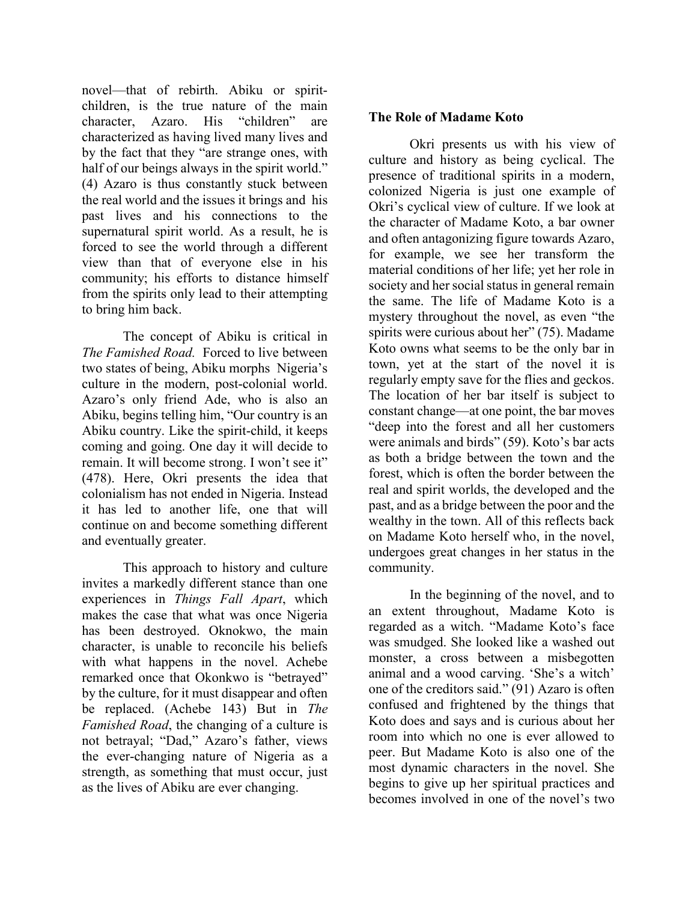novel—that of rebirth. Abiku or spirit-children, is the true nature of the main character, Azaro. His "children" are characterized as having lived many lives and by the fact that they "are strange ones, with half of our beings always in the spirit world." (4) Azaro is thus constantly stuck between the real world and the issues it brings and his past lives and his connections to the supernatural spirit world. As a result, he is forced to see the world through a different view than that of everyone else in his community; his efforts to distance himself from the spirits only lead to their attempting to bring him back.

The concept of Abiku is critical in *The Famished Road.* Forced to live between two states of being, Abiku morphs Nigeria's culture in the modern, post-colonial world. Azaro's only friend Ade, who is also an Abiku, begins telling him, "Our country is an Abiku country. Like the spirit-child, it keeps coming and going. One day it will decide to remain. It will become strong. I won't see it" (478). Here, Okri presents the idea that colonialism has not ended in Nigeria. Instead it has led to another life, one that will continue on and become something different and eventually greater.

This approach to history and culture invites a markedly different stance than one experiences in *Things Fall Apart*, which makes the case that what was once Nigeria has been destroyed. Oknokwo, the main character, is unable to reconcile his beliefs with what happens in the novel. Achebe remarked once that Okonkwo is "betrayed" by the culture, for it must disappear and often be replaced. (Achebe 143) But in *The Famished Road*, the changing of a culture is not betrayal; "Dad," Azaro's father, views the ever-changing nature of Nigeria as a strength, as something that must occur, just as the lives of Abiku are ever changing.

## The Role of Madame Koto

Okri presents us with his view of culture and history as being cyclical. The presence of traditional spirits in a modern, colonized Nigeria is just one example of Okri's cyclical view of culture. If we look at the character of Madame Koto, a bar owner and often antagonizing figure towards Azaro, for example, we see her transform the material conditions of her life; yet her role in society and her social status in general remain the same. The life of Madame Koto is a mystery throughout the novel, as even "the spirits were curious about her" (75). Madame Koto owns what seems to be the only bar in town, yet at the start of the novel it is regularly empty save for the flies and geckos. The location of her bar itself is subject to constant change—at one point, the bar moves "deep into the forest and all her customers were animals and birds" (59). Koto's bar acts as both a bridge between the town and the forest, which is often the border between the real and spirit worlds, the developed and the past, and as a bridge between the poor and the wealthy in the town. All of this reflects back on Madame Koto herself who, in the novel, undergoes great changes in her status in the community.

In the beginning of the novel, and to an extent throughout, Madame Koto is regarded as a witch. "Madame Koto's face was smudged. She looked like a washed out monster, a cross between a misbegotten animal and a wood carving. 'She's a witch' one of the creditors said." (91) Azaro is often confused and frightened by the things that Koto does and says and is curious about her room into which no one is ever allowed to peer. But Madame Koto is also one of the most dynamic characters in the novel. She begins to give up her spiritual practices and becomes involved in one of the novel's two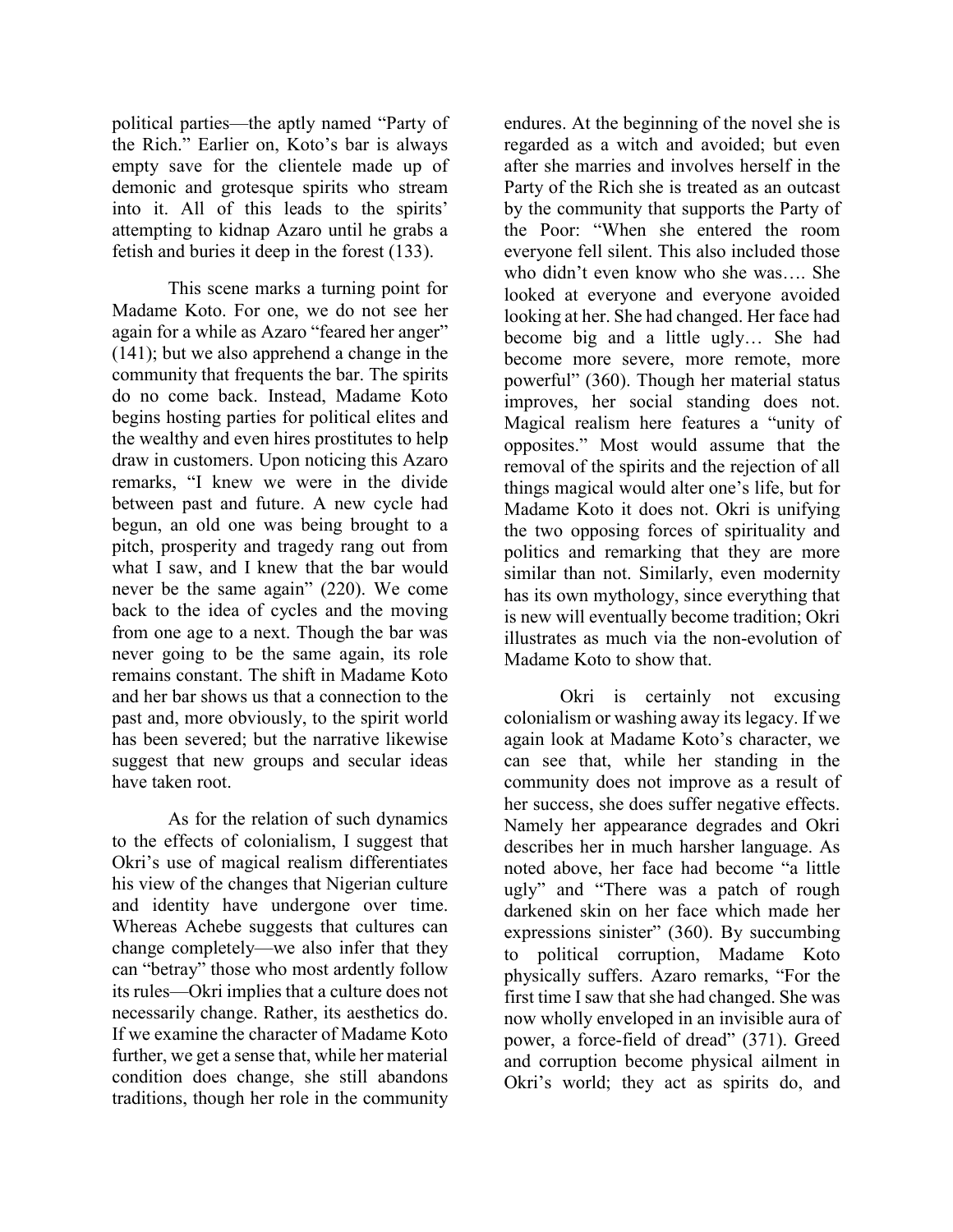political parties—the aptly named "Party of the Rich." Earlier on, Koto's bar is always empty save for the clientele made up of demonic and grotesque spirits who stream into it. All of this leads to the spirits' attempting to kidnap Azaro until he grabs a fetish and buries it deep in the forest (133).

This scene marks a turning point for Madame Koto. For one, we do not see her again for a while as Azaro "feared her anger" (141); but we also apprehend a change in the community that frequents the bar. The spirits do no come back. Instead, Madame Koto begins hosting parties for political elites and the wealthy and even hires prostitutes to help draw in customers. Upon noticing this Azaro remarks, "I knew we were in the divide between past and future. A new cycle had begun, an old one was being brought to a pitch, prosperity and tragedy rang out from what I saw, and I knew that the bar would never be the same again" (220). We come back to the idea of cycles and the moving from one age to a next. Though the bar was never going to be the same again, its role remains constant. The shift in Madame Koto and her bar shows us that a connection to the past and, more obviously, to the spirit world has been severed; but the narrative likewise suggest that new groups and secular ideas have taken root.

As for the relation of such dynamics to the effects of colonialism, I suggest that Okri's use of magical realism differentiates his view of the changes that Nigerian culture and identity have undergone over time. Whereas Achebe suggests that cultures can change completely—we also infer that they can "betray" those who most ardently follow its rules—Okri implies that a culture does not necessarily change. Rather, its aesthetics do. If we examine the character of Madame Koto further, we get a sense that, while her material condition does change, she still abandons traditions, though her role in the community endures. At the beginning of the novel she is regarded as a witch and avoided; but even after she marries and involves herself in the Party of the Rich she is treated as an outcast by the community that supports the Party of the Poor: "When she entered the room everyone fell silent. This also included those who didn't even know who she was…. She looked at everyone and everyone avoided looking at her. She had changed. Her face had become big and a little ugly… She had become more severe, more remote, more powerful" (360). Though her material status improves, her social standing does not. Magical realism here features a "unity of opposites." Most would assume that the removal of the spirits and the rejection of all things magical would alter one's life, but for Madame Koto it does not. Okri is unifying the two opposing forces of spirituality and politics and remarking that they are more similar than not. Similarly, even modernity has its own mythology, since everything that is new will eventually become tradition; Okri illustrates as much via the non-evolution of Madame Koto to show that.

Okri is certainly not excusing colonialism or washing away its legacy. If we again look at Madame Koto's character, we can see that, while her standing in the community does not improve as a result of her success, she does suffer negative effects. Namely her appearance degrades and Okri describes her in much harsher language. As noted above, her face had become "a little ugly" and "There was a patch of rough darkened skin on her face which made her expressions sinister" (360). By succumbing to political corruption, Madame Koto physically suffers. Azaro remarks, "For the first time I saw that she had changed. She was now wholly enveloped in an invisible aura of power, a force-field of dread" (371). Greed and corruption become physical ailment in Okri's world; they act as spirits do, and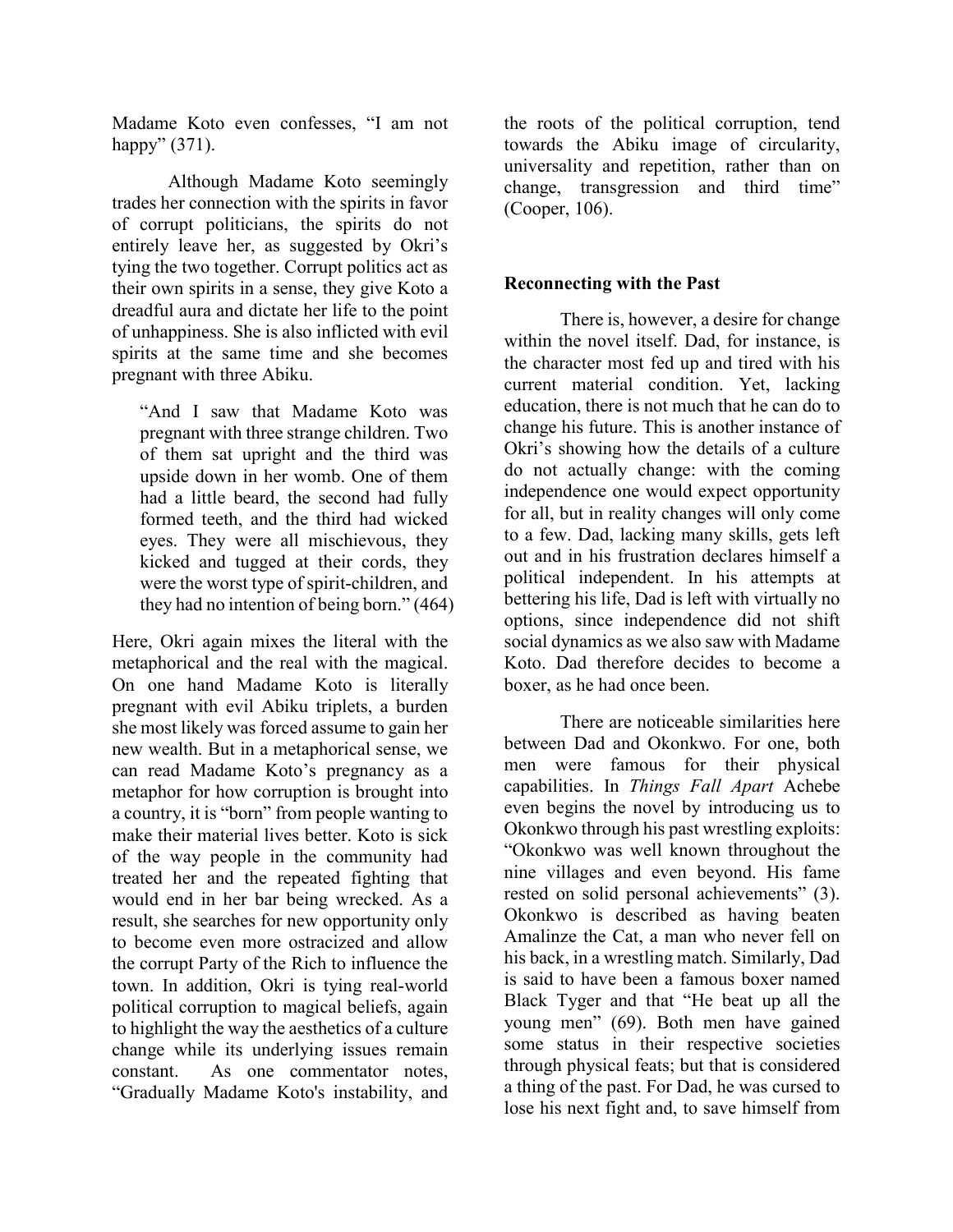Madame Koto even confesses, "I am not happy" (371).

Although Madame Koto seemingly trades her connection with the spirits in favor of corrupt politicians, the spirits do not entirely leave her, as suggested by Okri's tying the two together. Corrupt politics act as their own spirits in a sense, they give Koto a dreadful aura and dictate her life to the point of unhappiness. She is also inflicted with evil spirits at the same time and she becomes pregnant with three Abiku.

> "And I saw that Madame Koto was pregnant with three strange children. Two of them sat upright and the third was upside down in her womb. One of them had a little beard, the second had fully formed teeth, and the third had wicked eyes. They were all mischievous, they kicked and tugged at their cords, they were the worst type of spirit-children, and they had no intention of being born." (464)

Here, Okri again mixes the literal with the metaphorical and the real with the magical. On one hand Madame Koto is literally pregnant with evil Abiku triplets, a burden she most likely was forced assume to gain her new wealth. But in a metaphorical sense, we can read Madame Koto's pregnancy as a metaphor for how corruption is brought into a country, it is "born" from people wanting to make their material lives better. Koto is sick of the way people in the community had treated her and the repeated fighting that would end in her bar being wrecked. As a result, she searches for new opportunity only to become even more ostracized and allow the corrupt Party of the Rich to influence the town. In addition, Okri is tying real-world political corruption to magical beliefs, again to highlight the way the aesthetics of a culture change while its underlying issues remain constant. As one commentator notes, "Gradually Madame Koto's instability, and the roots of the political corruption, tend towards the Abiku image of circularity, universality and repetition, rather than on change, transgression and third time" (Cooper, 106).

## Reconnecting with the Past

There is, however, a desire for change within the novel itself. Dad, for instance, is the character most fed up and tired with his current material condition. Yet, lacking education, there is not much that he can do to change his future. This is another instance of Okri's showing how the details of a culture do not actually change: with the coming independence one would expect opportunity for all, but in reality changes will only come to a few. Dad, lacking many skills, gets left out and in his frustration declares himself a political independent. In his attempts at bettering his life, Dad is left with virtually no options, since independence did not shift social dynamics as we also saw with Madame Koto. Dad therefore decides to become a boxer, as he had once been.

There are noticeable similarities here between Dad and Okonkwo. For one, both men were famous for their physical capabilities. In *Things Fall Apart* Achebe even begins the novel by introducing us to Okonkwo through his past wrestling exploits: "Okonkwo was well known throughout the nine villages and even beyond. His fame rested on solid personal achievements" (3). Okonkwo is described as having beaten Amalinze the Cat, a man who never fell on his back, in a wrestling match. Similarly, Dad is said to have been a famous boxer named Black Tyger and that "He beat up all the young men" (69). Both men have gained some status in their respective societies through physical feats; but that is considered a thing of the past. For Dad, he was cursed to lose his next fight and, to save himself from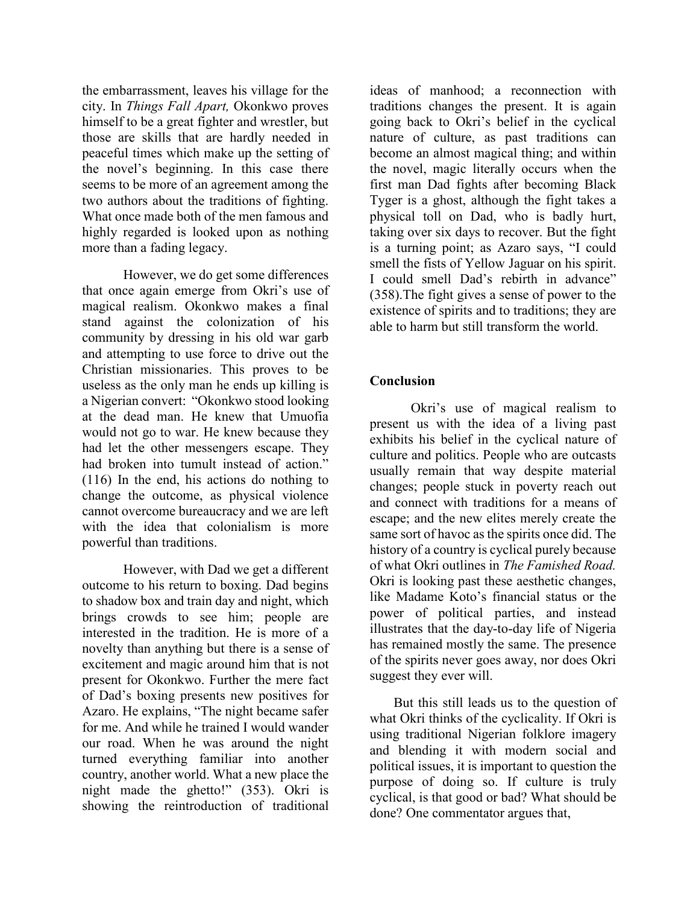the embarrassment, leaves his village for the city. In *Things Fall Apart,* Okonkwo proves himself to be a great fighter and wrestler, but those are skills that are hardly needed in peaceful times which make up the setting of the novel's beginning. In this case there seems to be more of an agreement among the two authors about the traditions of fighting. What once made both of the men famous and highly regarded is looked upon as nothing more than a fading legacy.

However, we do get some differences that once again emerge from Okri's use of magical realism. Okonkwo makes a final stand against the colonization of his community by dressing in his old war garb and attempting to use force to drive out the Christian missionaries. This proves to be useless as the only man he ends up killing is a Nigerian convert: "Okonkwo stood looking at the dead man. He knew that Umuofia would not go to war. He knew because they had let the other messengers escape. They had broken into tumult instead of action." (116) In the end, his actions do nothing to change the outcome, as physical violence cannot overcome bureaucracy and we are left with the idea that colonialism is more powerful than traditions.

However, with Dad we get a different outcome to his return to boxing. Dad begins to shadow box and train day and night, which brings crowds to see him; people are interested in the tradition. He is more of a novelty than anything but there is a sense of excitement and magic around him that is not present for Okonkwo. Further the mere fact of Dad's boxing presents new positives for Azaro. He explains, "The night became safer for me. And while he trained I would wander our road. When he was around the night turned everything familiar into another country, another world. What a new place the night made the ghetto!" (353). Okri is showing the reintroduction of traditional ideas of manhood; a reconnection with traditions changes the present. It is again going back to Okri's belief in the cyclical nature of culture, as past traditions can become an almost magical thing; and within the novel, magic literally occurs when the first man Dad fights after becoming Black Tyger is a ghost, although the fight takes a physical toll on Dad, who is badly hurt, taking over six days to recover. But the fight is a turning point; as Azaro says, "I could smell the fists of Yellow Jaguar on his spirit. I could smell Dad's rebirth in advance" (358).The fight gives a sense of power to the existence of spirits and to traditions; they are able to harm but still transform the world.

## Conclusion

Okri's use of magical realism to present us with the idea of a living past exhibits his belief in the cyclical nature of culture and politics. People who are outcasts usually remain that way despite material changes; people stuck in poverty reach out and connect with traditions for a means of escape; and the new elites merely create the same sort of havoc as the spirits once did. The history of a country is cyclical purely because of what Okri outlines in *The Famished Road.* Okri is looking past these aesthetic changes, like Madame Koto's financial status or the power of political parties, and instead illustrates that the day-to-day life of Nigeria has remained mostly the same. The presence of the spirits never goes away, nor does Okri suggest they ever will.

But this still leads us to the question of what Okri thinks of the cyclicality. If Okri is using traditional Nigerian folklore imagery and blending it with modern social and political issues, it is important to question the purpose of doing so. If culture is truly cyclical, is that good or bad? What should be done? One commentator argues that,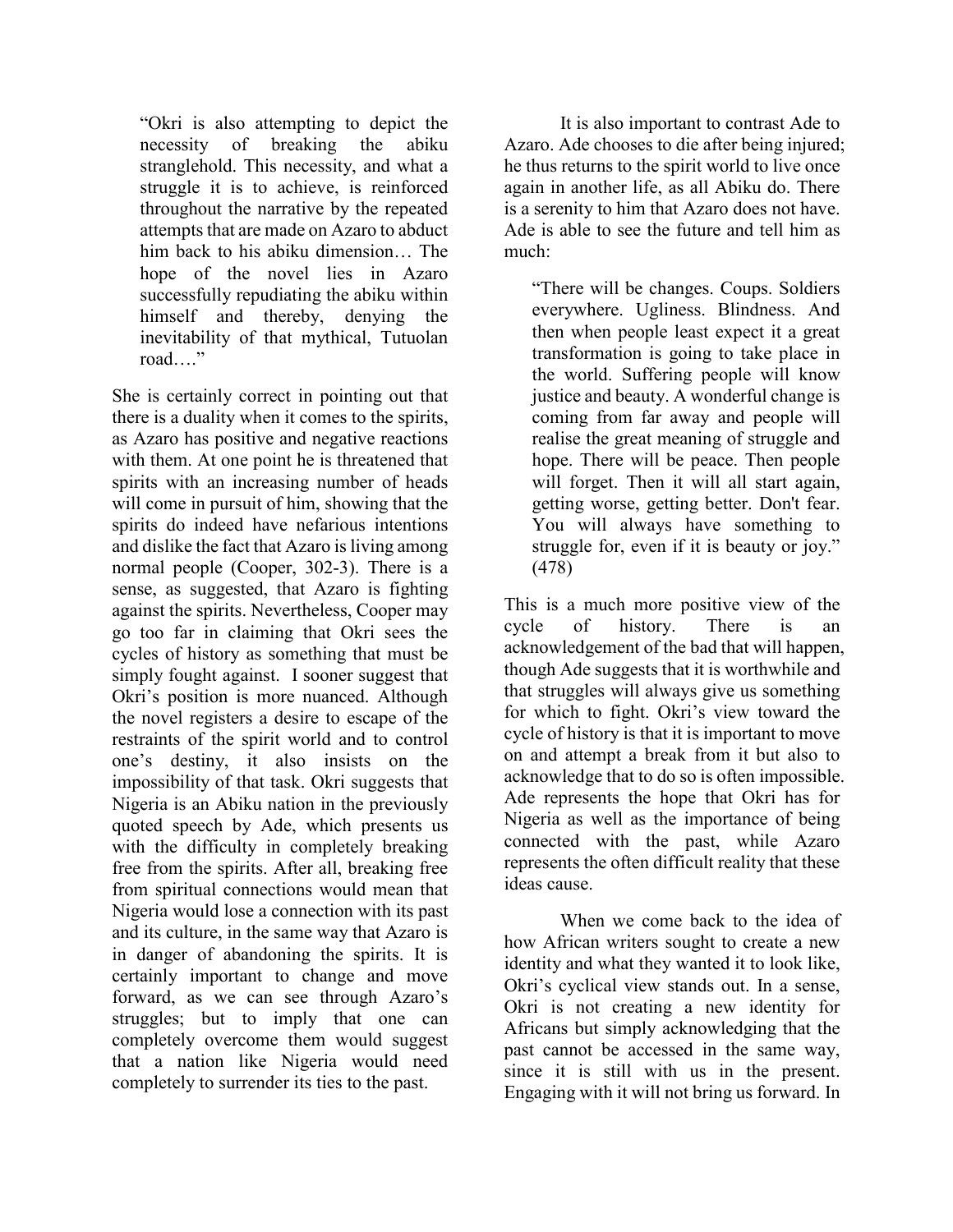> "Okri is also attempting to depict the necessity of breaking the abiku stranglehold. This necessity, and what a struggle it is to achieve, is reinforced throughout the narrative by the repeated attempts that are made on Azaro to abduct him back to his abiku dimension… The hope of the novel lies in Azaro successfully repudiating the abiku within himself and thereby, denying the inevitability of that mythical, Tutuolan road…."

She is certainly correct in pointing out that there is a duality when it comes to the spirits, as Azaro has positive and negative reactions with them. At one point he is threatened that spirits with an increasing number of heads will come in pursuit of him, showing that the spirits do indeed have nefarious intentions and dislike the fact that Azaro is living among normal people (Cooper, 302-3). There is a sense, as suggested, that Azaro is fighting against the spirits. Nevertheless, Cooper may go too far in claiming that Okri sees the cycles of history as something that must be simply fought against. I sooner suggest that Okri's position is more nuanced. Although the novel registers a desire to escape of the restraints of the spirit world and to control one's destiny, it also insists on the impossibility of that task. Okri suggests that Nigeria is an Abiku nation in the previously quoted speech by Ade, which presents us with the difficulty in completely breaking free from the spirits. After all, breaking free from spiritual connections would mean that Nigeria would lose a connection with its past and its culture, in the same way that Azaro is in danger of abandoning the spirits. It is certainly important to change and move forward, as we can see through Azaro's struggles; but to imply that one can completely overcome them would suggest that a nation like Nigeria would need completely to surrender its ties to the past.

It is also important to contrast Ade to Azaro. Ade chooses to die after being injured; he thus returns to the spirit world to live once again in another life, as all Abiku do. There is a serenity to him that Azaro does not have. Ade is able to see the future and tell him as much:

> "There will be changes. Coups. Soldiers everywhere. Ugliness. Blindness. And then when people least expect it a great transformation is going to take place in the world. Suffering people will know justice and beauty. A wonderful change is coming from far away and people will realise the great meaning of struggle and hope. There will be peace. Then people will forget. Then it will all start again, getting worse, getting better. Don't fear. You will always have something to struggle for, even if it is beauty or joy." (478)

This is a much more positive view of the cycle of history. There is an acknowledgement of the bad that will happen, though Ade suggests that it is worthwhile and that struggles will always give us something for which to fight. Okri's view toward the cycle of history is that it is important to move on and attempt a break from it but also to acknowledge that to do so is often impossible. Ade represents the hope that Okri has for Nigeria as well as the importance of being connected with the past, while Azaro represents the often difficult reality that these ideas cause.

When we come back to the idea of how African writers sought to create a new identity and what they wanted it to look like, Okri's cyclical view stands out. In a sense, Okri is not creating a new identity for Africans but simply acknowledging that the past cannot be accessed in the same way, since it is still with us in the present. Engaging with it will not bring us forward. In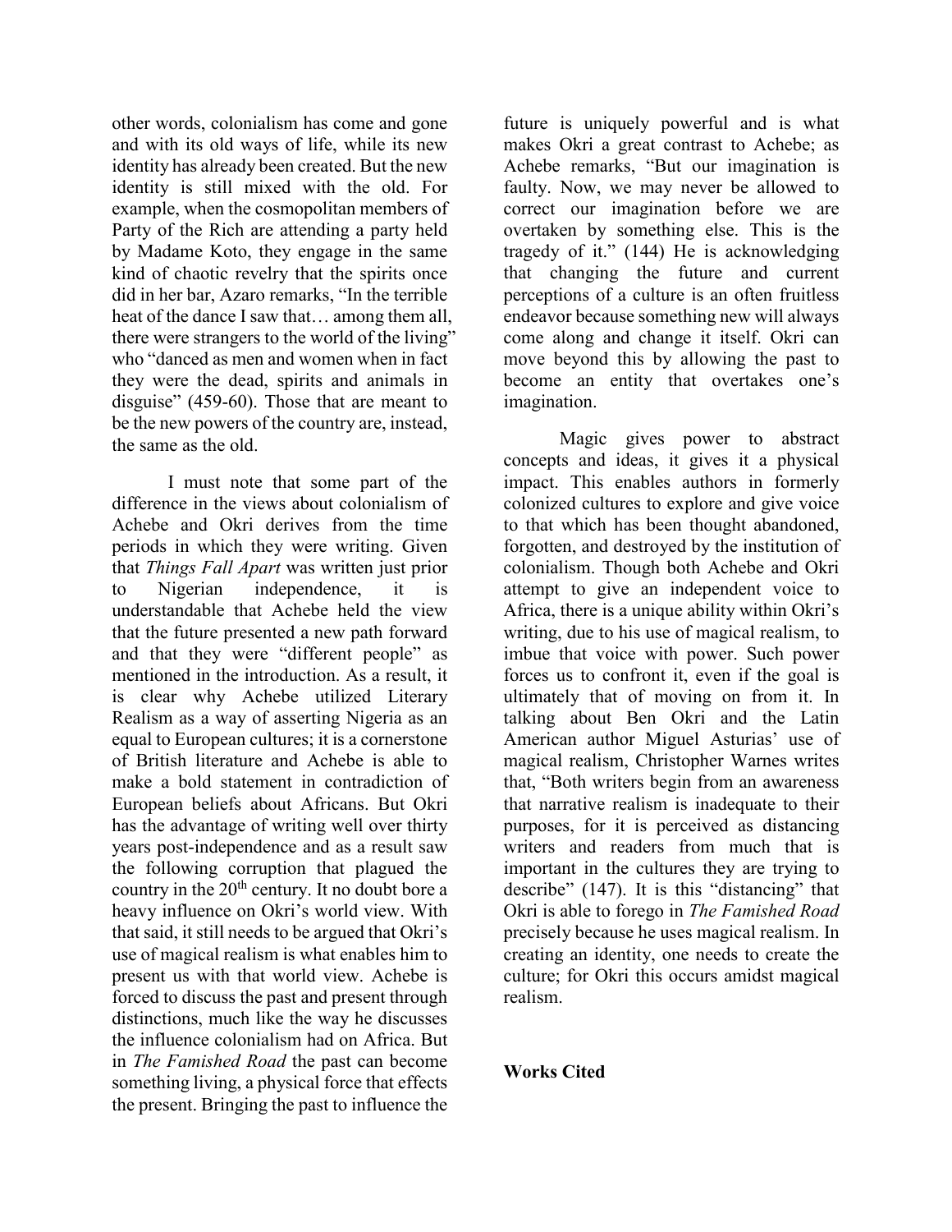other words, colonialism has come and gone and with its old ways of life, while its new identity has already been created. But the new identity is still mixed with the old. For example, when the cosmopolitan members of Party of the Rich are attending a party held by Madame Koto, they engage in the same kind of chaotic revelry that the spirits once did in her bar, Azaro remarks, "In the terrible heat of the dance I saw that… among them all, there were strangers to the world of the living" who "danced as men and women when in fact they were the dead, spirits and animals in disguise" (459-60). Those that are meant to be the new powers of the country are, instead, the same as the old.

I must note that some part of the difference in the views about colonialism of Achebe and Okri derives from the time periods in which they were writing. Given that *Things Fall Apart* was written just prior to Nigerian independence, it is understandable that Achebe held the view that the future presented a new path forward and that they were "different people" as mentioned in the introduction. As a result, it is clear why Achebe utilized Literary Realism as a way of asserting Nigeria as an equal to European cultures; it is a cornerstone of British literature and Achebe is able to make a bold statement in contradiction of European beliefs about Africans. But Okri has the advantage of writing well over thirty years post-independence and as a result saw the following corruption that plagued the country in the 20th century. It no doubt bore a heavy influence on Okri's world view. With that said, it still needs to be argued that Okri's use of magical realism is what enables him to present us with that world view. Achebe is forced to discuss the past and present through distinctions, much like the way he discusses the influence colonialism had on Africa. But in *The Famished Road* the past can become something living, a physical force that effects the present. Bringing the past to influence the future is uniquely powerful and is what makes Okri a great contrast to Achebe; as Achebe remarks, "But our imagination is faulty. Now, we may never be allowed to correct our imagination before we are overtaken by something else. This is the tragedy of it." (144) He is acknowledging that changing the future and current perceptions of a culture is an often fruitless endeavor because something new will always come along and change it itself. Okri can move beyond this by allowing the past to become an entity that overtakes one's imagination.

Magic gives power to abstract concepts and ideas, it gives it a physical impact. This enables authors in formerly colonized cultures to explore and give voice to that which has been thought abandoned, forgotten, and destroyed by the institution of colonialism. Though both Achebe and Okri attempt to give an independent voice to Africa, there is a unique ability within Okri's writing, due to his use of magical realism, to imbue that voice with power. Such power forces us to confront it, even if the goal is ultimately that of moving on from it. In talking about Ben Okri and the Latin American author Miguel Asturias' use of magical realism, Christopher Warnes writes that, "Both writers begin from an awareness that narrative realism is inadequate to their purposes, for it is perceived as distancing writers and readers from much that is important in the cultures they are trying to describe" (147). It is this "distancing" that Okri is able to forego in *The Famished Road* precisely because he uses magical realism. In creating an identity, one needs to create the culture; for Okri this occurs amidst magical realism.

**Works Cited**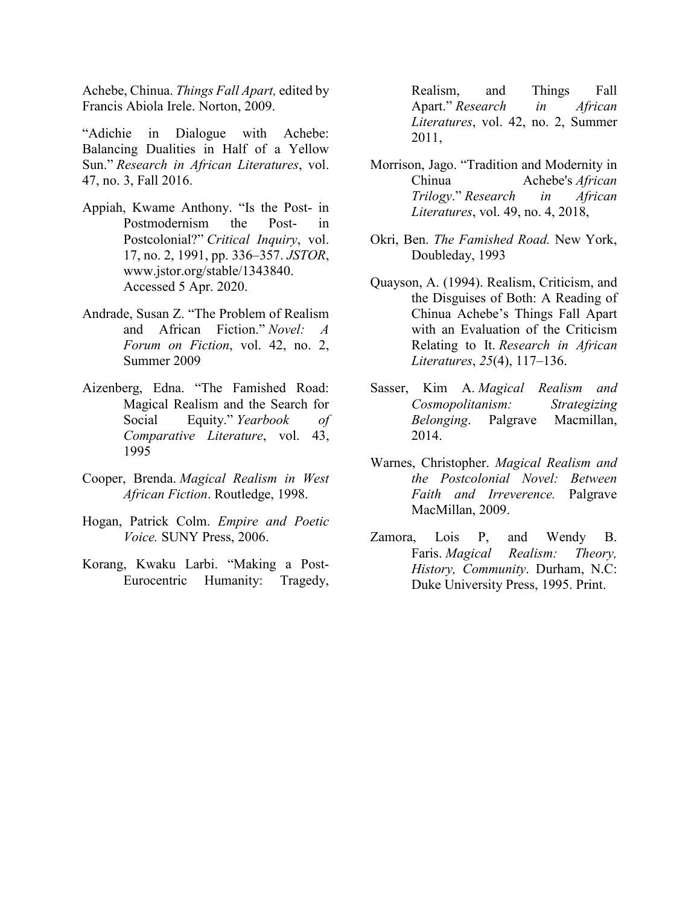Achebe, Chinua. *Things Fall Apart,* edited by Francis Abiola Irele. Norton, 2009.

"Adichie in Dialogue with Achebe: Balancing Dualities in Half of a Yellow Sun." *Research in African Literatures*, vol. 47, no. 3, Fall 2016.

Appiah, Kwame Anthony. "Is the Post- in Postmodernism the Post- in Postcolonial?" *Critical Inquiry*, vol. 17, no. 2, 1991, pp. 336–357. *JSTOR*, www.jstor.org/stable/1343840. Accessed 5 Apr. 2020.

Andrade, Susan Z. "The Problem of Realism and African Fiction." *Novel: A Forum on Fiction*, vol. 42, no. 2, Summer 2009

Aizenberg, Edna. "The Famished Road: Magical Realism and the Search for Social Equity." *Yearbook of Comparative Literature*, vol. 43, 1995

Cooper, Brenda. *Magical Realism in West African Fiction*. Routledge, 1998.

Hogan, Patrick Colm. *Empire and Poetic Voice.* SUNY Press, 2006.

Korang, Kwaku Larbi. "Making a Post-Eurocentric Humanity: Tragedy, Realism, and Things Fall Apart." *Research in African Literatures*, vol. 42, no. 2, Summer 2011,

Morrison, Jago. "Tradition and Modernity in Chinua Achebe's *African Trilogy*." *Research in African Literatures*, vol. 49, no. 4, 2018,

Okri, Ben. *The Famished Road.* New York, Doubleday, 1993

Quayson, A. (1994). Realism, Criticism, and the Disguises of Both: A Reading of Chinua Achebe's Things Fall Apart with an Evaluation of the Criticism Relating to It. *Research in African Literatures*, *25*(4), 117–136.

Sasser, Kim A. *Magical Realism and Cosmopolitanism: Strategizing Belonging*. Palgrave Macmillan, 2014.

Warnes, Christopher. *Magical Realism and the Postcolonial Novel: Between Faith and Irreverence.* Palgrave MacMillan, 2009.

Zamora, Lois P, and Wendy B. Faris. *Magical Realism: Theory, History, Community*. Durham, N.C: Duke University Press, 1995. Print.